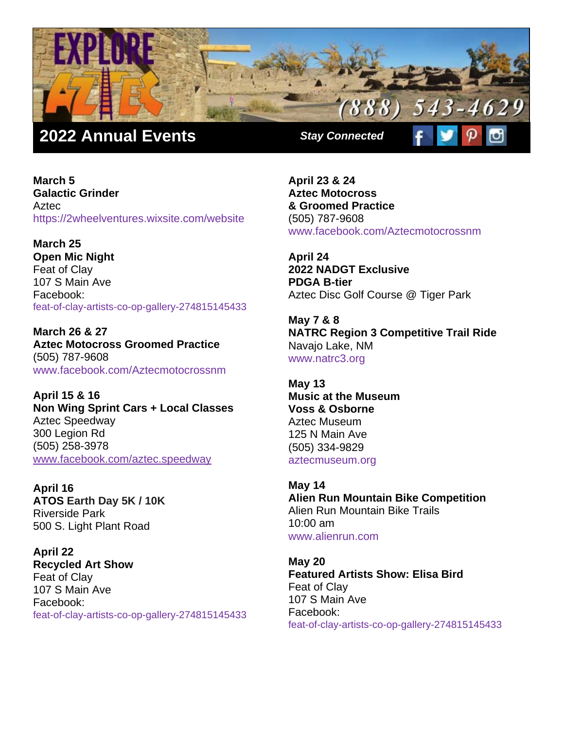# EXPLORE AZTEC

(888) 543-4629

## 2022 Annual Events

***Stay Connected***

**March 5**
**Galactic Grinder**
Aztec
https://2wheelventures.wixsite.com/website

**March 25**
**Open Mic Night**
Feat of Clay
107 S Main Ave
Facebook:
feat-of-clay-artists-co-op-gallery-274815145433

**March 26 & 27**
**Aztec Motocross Groomed Practice**
(505) 787-9608
www.facebook.com/Aztecmotocrossnm

**April 15 & 16**
**Non Wing Sprint Cars + Local Classes**
Aztec Speedway
300 Legion Rd
(505) 258-3978
www.facebook.com/aztec.speedway

**April 16**
**ATOS Earth Day 5K / 10K**
Riverside Park
500 S. Light Plant Road

**April 22**
**Recycled Art Show**
Feat of Clay
107 S Main Ave
Facebook:
feat-of-clay-artists-co-op-gallery-274815145433

**April 23 & 24**
**Aztec Motocross**
**& Groomed Practice**
(505) 787-9608
www.facebook.com/Aztecmotocrossnm

**April 24**
**2022 NADGT Exclusive**
**PDGA B-tier**
Aztec Disc Golf Course @ Tiger Park

**May 7 & 8**
**NATRC Region 3 Competitive Trail Ride**
Navajo Lake, NM
www.natrc3.org

**May 13**
**Music at the Museum**
**Voss & Osborne**
Aztec Museum
125 N Main Ave
(505) 334-9829
aztecmuseum.org

**May 14**
**Alien Run Mountain Bike Competition**
Alien Run Mountain Bike Trails
10:00 am
www.alienrun.com

**May 20**
**Featured Artists Show: Elisa Bird**
Feat of Clay
107 S Main Ave
Facebook:
feat-of-clay-artists-co-op-gallery-274815145433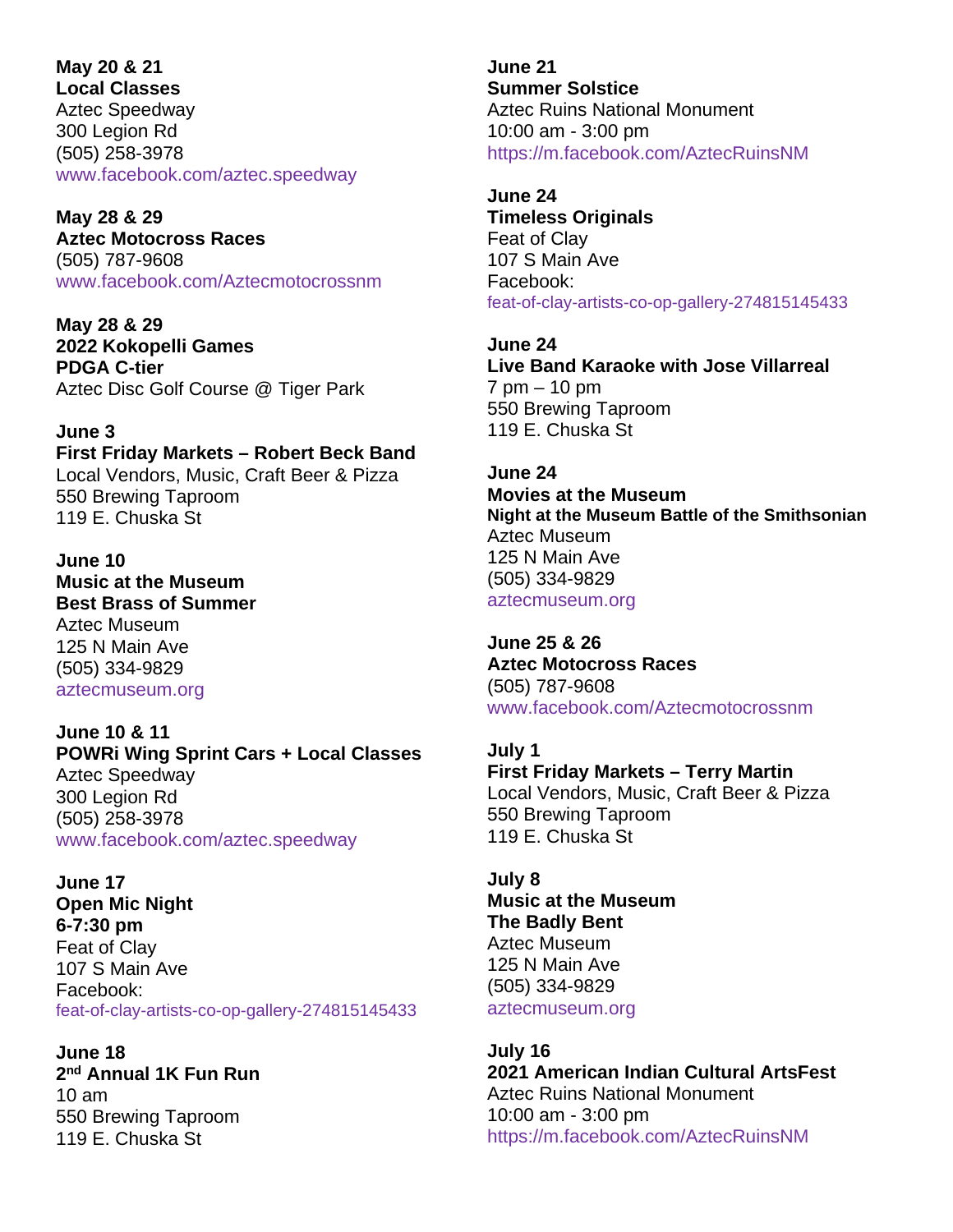**May 20 & 21**
**Local Classes**
Aztec Speedway
300 Legion Rd
(505) 258-3978
www.facebook.com/aztec.speedway

**May 28 & 29**
**Aztec Motocross Races**
(505) 787-9608
www.facebook.com/Aztecmotocrossnm

**May 28 & 29**
**2022 Kokopelli Games**
**PDGA C-tier**
Aztec Disc Golf Course @ Tiger Park

**June 3**
**First Friday Markets – Robert Beck Band**
Local Vendors, Music, Craft Beer & Pizza
550 Brewing Taproom
119 E. Chuska St

**June 10**
**Music at the Museum**
**Best Brass of Summer**
Aztec Museum
125 N Main Ave
(505) 334-9829
aztecmuseum.org

**June 10 & 11**
**POWRi Wing Sprint Cars + Local Classes**
Aztec Speedway
300 Legion Rd
(505) 258-3978
www.facebook.com/aztec.speedway

**June 17**
**Open Mic Night**
**6-7:30 pm**
Feat of Clay
107 S Main Ave
Facebook:
feat-of-clay-artists-co-op-gallery-274815145433

**June 18**
**2nd Annual 1K Fun Run**
10 am
550 Brewing Taproom
119 E. Chuska St

**June 21**
**Summer Solstice**
Aztec Ruins National Monument
10:00 am - 3:00 pm
https://m.facebook.com/AztecRuinsNM

**June 24**
**Timeless Originals**
Feat of Clay
107 S Main Ave
Facebook:
feat-of-clay-artists-co-op-gallery-274815145433

**June 24**
**Live Band Karaoke with Jose Villarreal**
7 pm – 10 pm
550 Brewing Taproom
119 E. Chuska St

**June 24**
**Movies at the Museum**
**Night at the Museum Battle of the Smithsonian**
Aztec Museum
125 N Main Ave
(505) 334-9829
aztecmuseum.org

**June 25 & 26**
**Aztec Motocross Races**
(505) 787-9608
www.facebook.com/Aztecmotocrossnm

**July 1**
**First Friday Markets – Terry Martin**
Local Vendors, Music, Craft Beer & Pizza
550 Brewing Taproom
119 E. Chuska St

**July 8**
**Music at the Museum**
**The Badly Bent**
Aztec Museum
125 N Main Ave
(505) 334-9829
aztecmuseum.org

**July 16**
**2021 American Indian Cultural ArtsFest**
Aztec Ruins National Monument
10:00 am - 3:00 pm
https://m.facebook.com/AztecRuinsNM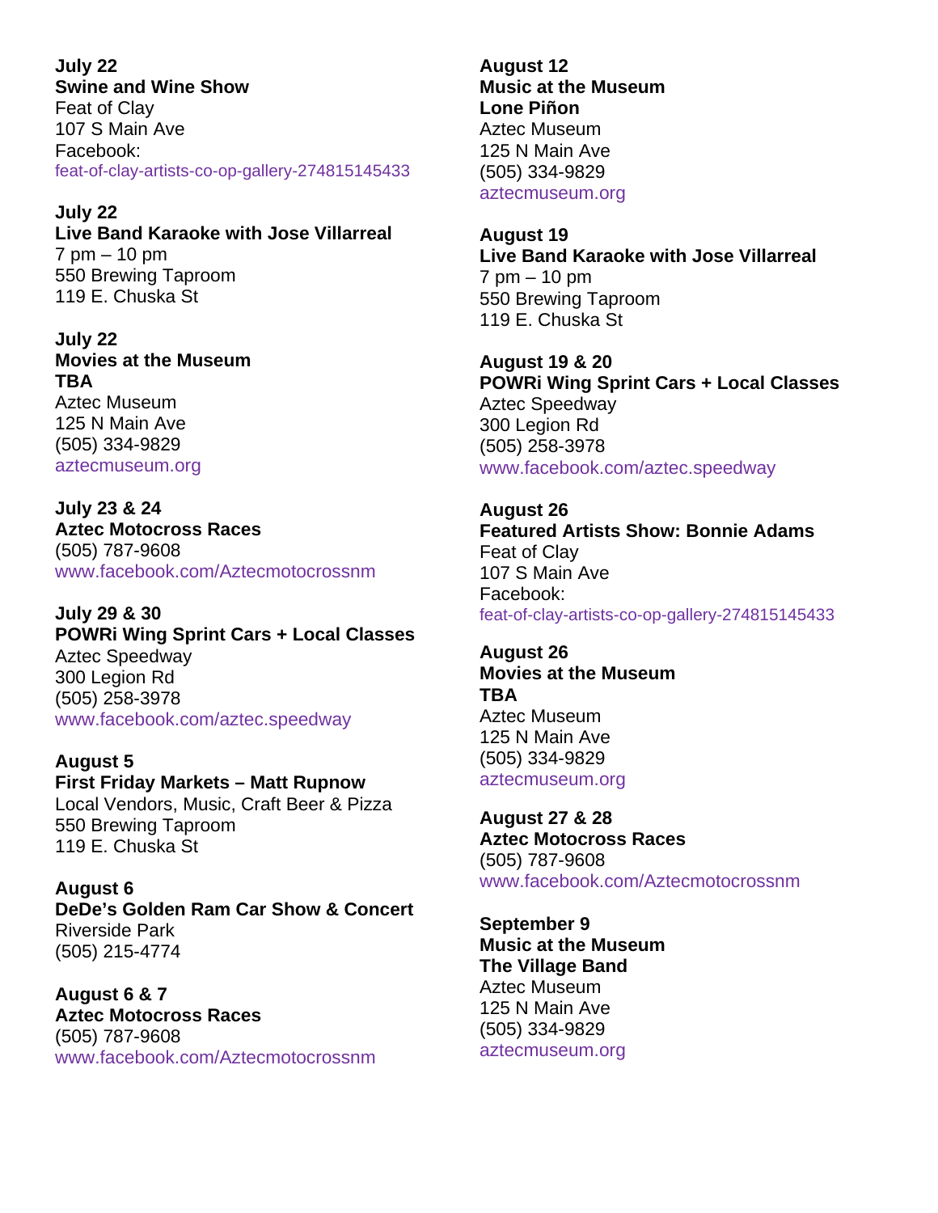**July 22**
**Swine and Wine Show**
Feat of Clay
107 S Main Ave
Facebook:
feat-of-clay-artists-co-op-gallery-274815145433

**July 22**
**Live Band Karaoke with Jose Villarreal**
7 pm – 10 pm
550 Brewing Taproom
119 E. Chuska St

**July 22**
**Movies at the Museum**
**TBA**
Aztec Museum
125 N Main Ave
(505) 334-9829
aztecmuseum.org

**July 23 & 24**
**Aztec Motocross Races**
(505) 787-9608
www.facebook.com/Aztecmotocrossnm

**July 29 & 30**
**POWRi Wing Sprint Cars + Local Classes**
Aztec Speedway
300 Legion Rd
(505) 258-3978
www.facebook.com/aztec.speedway

**August 5**
**First Friday Markets – Matt Rupnow**
Local Vendors, Music, Craft Beer & Pizza
550 Brewing Taproom
119 E. Chuska St

**August 6**
**DeDe's Golden Ram Car Show & Concert**
Riverside Park
(505) 215-4774

**August 6 & 7**
**Aztec Motocross Races**
(505) 787-9608
www.facebook.com/Aztecmotocrossnm

**August 12**
**Music at the Museum**
**Lone Piñon**
Aztec Museum
125 N Main Ave
(505) 334-9829
aztecmuseum.org

**August 19**
**Live Band Karaoke with Jose Villarreal**
7 pm – 10 pm
550 Brewing Taproom
119 E. Chuska St

**August 19 & 20**
**POWRi Wing Sprint Cars + Local Classes**
Aztec Speedway
300 Legion Rd
(505) 258-3978
www.facebook.com/aztec.speedway

**August 26**
**Featured Artists Show: Bonnie Adams**
Feat of Clay
107 S Main Ave
Facebook:
feat-of-clay-artists-co-op-gallery-274815145433

**August 26**
**Movies at the Museum**
**TBA**
Aztec Museum
125 N Main Ave
(505) 334-9829
aztecmuseum.org

**August 27 & 28**
**Aztec Motocross Races**
(505) 787-9608
www.facebook.com/Aztecmotocrossnm

**September 9**
**Music at the Museum**
**The Village Band**
Aztec Museum
125 N Main Ave
(505) 334-9829
aztecmuseum.org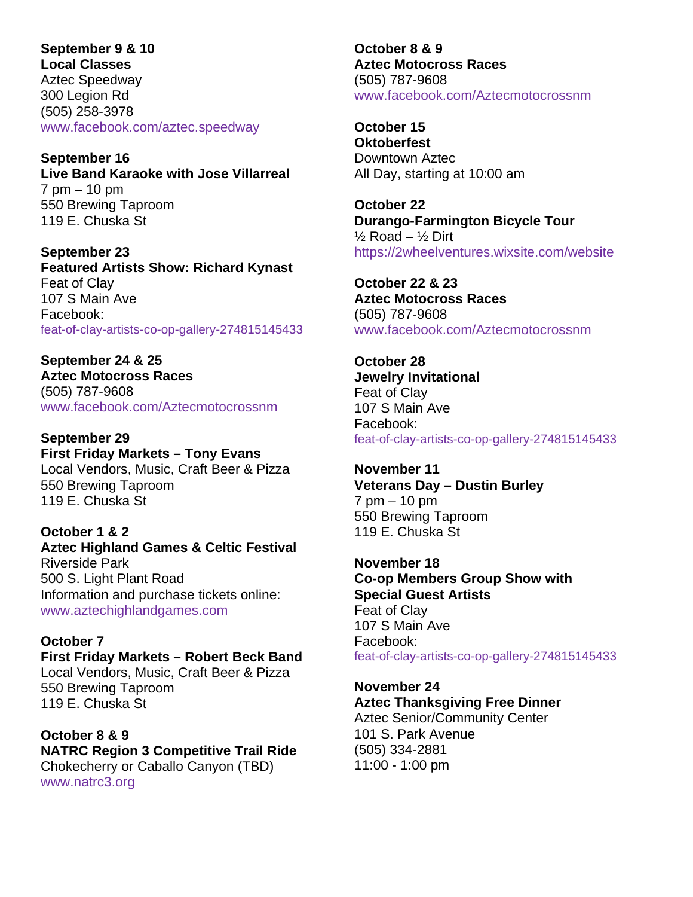**September 9 & 10**
**Local Classes**
Aztec Speedway
300 Legion Rd
(505) 258-3978
www.facebook.com/aztec.speedway

**September 16**
**Live Band Karaoke with Jose Villarreal**
7 pm – 10 pm
550 Brewing Taproom
119 E. Chuska St

**September 23**
**Featured Artists Show: Richard Kynast**
Feat of Clay
107 S Main Ave
Facebook:
feat-of-clay-artists-co-op-gallery-274815145433

**September 24 & 25**
**Aztec Motocross Races**
(505) 787-9608
www.facebook.com/Aztecmotocrossnm

**September 29**
**First Friday Markets – Tony Evans**
Local Vendors, Music, Craft Beer & Pizza
550 Brewing Taproom
119 E. Chuska St

**October 1 & 2**
**Aztec Highland Games & Celtic Festival**
Riverside Park
500 S. Light Plant Road
Information and purchase tickets online:
www.aztechighlandgames.com

**October 7**
**First Friday Markets – Robert Beck Band**
Local Vendors, Music, Craft Beer & Pizza
550 Brewing Taproom
119 E. Chuska St

**October 8 & 9**
**NATRC Region 3 Competitive Trail Ride**
Chokecherry or Caballo Canyon (TBD)
www.natrc3.org

**October 8 & 9**
**Aztec Motocross Races**
(505) 787-9608
www.facebook.com/Aztecmotocrossnm

**October 15**
**Oktoberfest**
Downtown Aztec
All Day, starting at 10:00 am

**October 22**
**Durango-Farmington Bicycle Tour**
½ Road – ½ Dirt
https://2wheelventures.wixsite.com/website

**October 22 & 23**
**Aztec Motocross Races**
(505) 787-9608
www.facebook.com/Aztecmotocrossnm

**October 28**
**Jewelry Invitational**
Feat of Clay
107 S Main Ave
Facebook:
feat-of-clay-artists-co-op-gallery-274815145433

**November 11**
**Veterans Day – Dustin Burley**
7 pm – 10 pm
550 Brewing Taproom
119 E. Chuska St

**November 18**
**Co-op Members Group Show with Special Guest Artists**
Feat of Clay
107 S Main Ave
Facebook:
feat-of-clay-artists-co-op-gallery-274815145433

**November 24**
**Aztec Thanksgiving Free Dinner**
Aztec Senior/Community Center
101 S. Park Avenue
(505) 334-2881
11:00 - 1:00 pm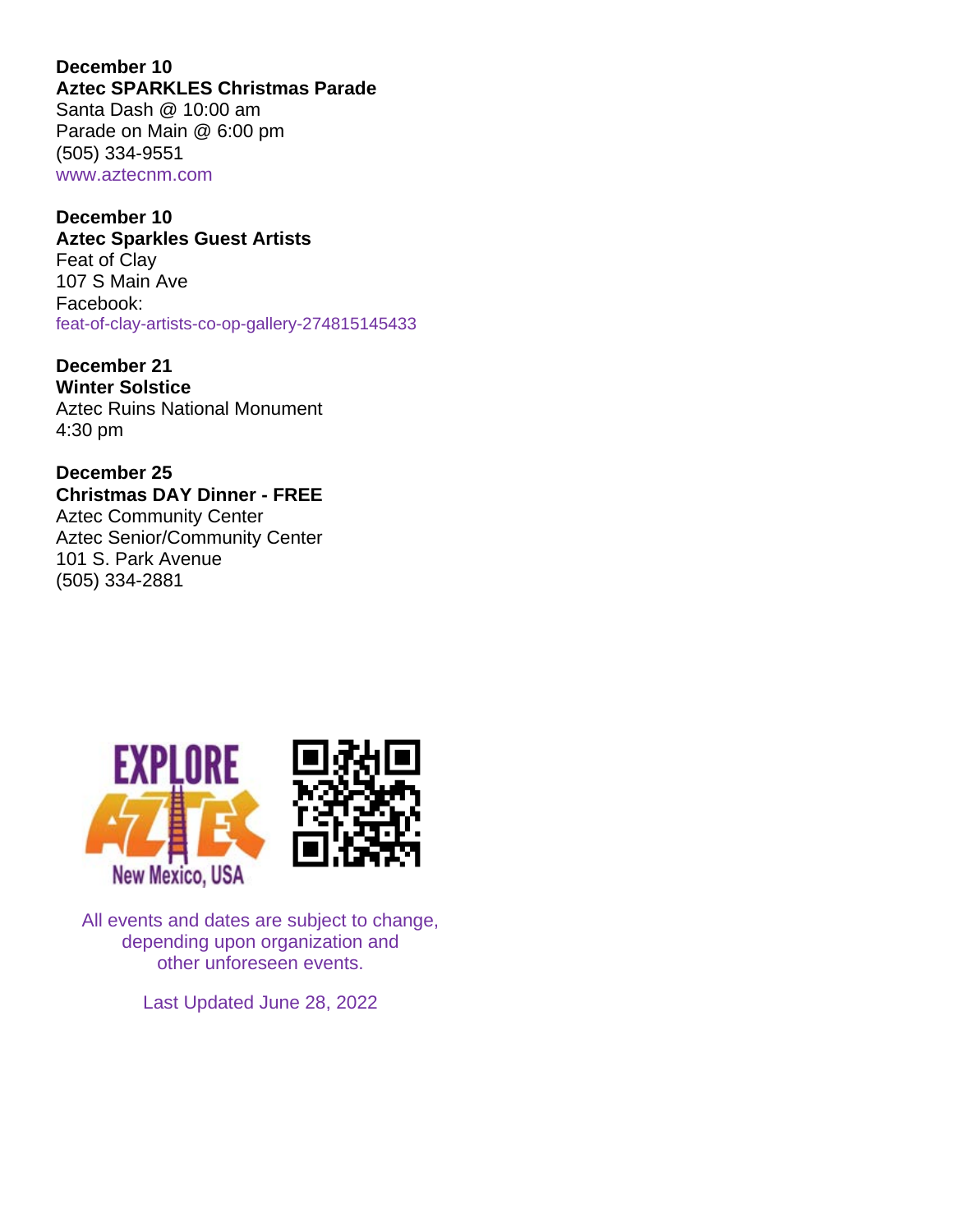**December 10**
**Aztec SPARKLES Christmas Parade**
Santa Dash @ 10:00 am
Parade on Main @ 6:00 pm
(505) 334-9551
www.aztecnm.com

**December 10**
**Aztec Sparkles Guest Artists**
Feat of Clay
107 S Main Ave
Facebook:
feat-of-clay-artists-co-op-gallery-274815145433

**December 21**
**Winter Solstice**
Aztec Ruins National Monument
4:30 pm

**December 25**
**Christmas DAY Dinner - FREE**
Aztec Community Center
Aztec Senior/Community Center
101 S. Park Avenue
(505) 334-2881

EXPLORE AZTEC
New Mexico, USA

All events and dates are subject to change, depending upon organization and other unforeseen events.

Last Updated June 28, 2022